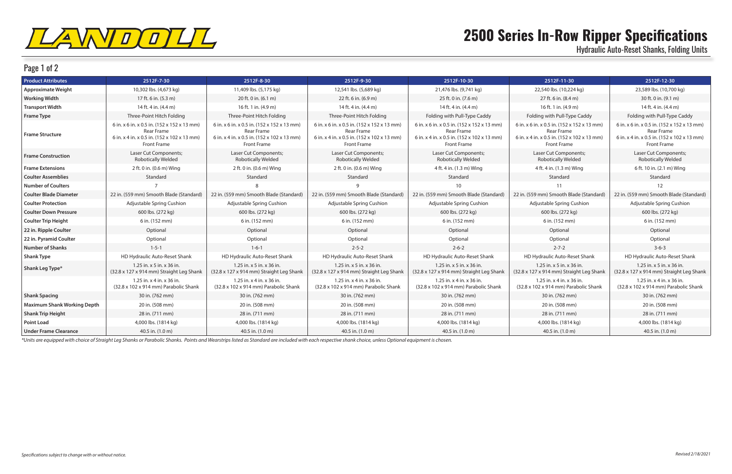LANDOLL

# 2500 Series In-Row Ripper Specifications

Hydraulic Auto-Reset Shanks, Folding Units

## Page 1 of 2

| Product Attributes | 2512F-7-30 | 2512F-8-30 | 2512F-9-30 | 2512F-10-30 | 2512F-11-30 | 2512F-12-30 |
|---|---|---|---|---|---|---|
| Approximate Weight | 10,302 lbs. (4,673 kg) | 11,409 lbs. (5,175 kg) | 12,541 lbs. (5,689 kg) | 21,476 lbs. (9,741 kg) | 22,540 lbs. (10,224 kg) | 23,589 lbs. (10,700 kg) |
| Working Width | 17 ft. 6 in. (5.3 m) | 20 ft. 0 in. (6.1 m) | 22 ft. 6 in. (6.9 m) | 25 ft. 0 in. (7.6 m) | 27 ft. 6 in. (8.4 m) | 30 ft. 0 in. (9.1 m) |
| Transport Width | 14 ft. 4 in. (4.4 m) | 16 ft. 1 in. (4.9 m) | 14 ft. 4 in. (4.4 m) | 14 ft. 4 in. (4.4 m) | 16 ft. 1 in. (4.9 m) | 14 ft. 4 in. (4.4 m) |
| Frame Type | Three-Point Hitch Folding | Three-Point Hitch Folding | Three-Point Hitch Folding | Folding with Pull-Type Caddy | Folding with Pull-Type Caddy | Folding with Pull-Type Caddy |
| Frame Structure | 6 in. x 6 in. x 0.5 in. (152 x 152 x 13 mm) Rear Frame 6 in. x 4 in. x 0.5 in. (152 x 102 x 13 mm) Front Frame | 6 in. x 6 in. x 0.5 in. (152 x 152 x 13 mm) Rear Frame 6 in. x 4 in. x 0.5 in. (152 x 102 x 13 mm) Front Frame | 6 in. x 6 in. x 0.5 in. (152 x 152 x 13 mm) Rear Frame 6 in. x 4 in. x 0.5 in. (152 x 102 x 13 mm) Front Frame | 6 in. x 6 in. x 0.5 in. (152 x 152 x 13 mm) Rear Frame 6 in. x 4 in. x 0.5 in. (152 x 102 x 13 mm) Front Frame | 6 in. x 6 in. x 0.5 in. (152 x 152 x 13 mm) Rear Frame 6 in. x 4 in. x 0.5 in. (152 x 102 x 13 mm) Front Frame | 6 in. x 6 in. x 0.5 in. (152 x 152 x 13 mm) Rear Frame 6 in. x 4 in. x 0.5 in. (152 x 102 x 13 mm) Front Frame |
| Frame Construction | Laser Cut Components; Robotically Welded | Laser Cut Components; Robotically Welded | Laser Cut Components; Robotically Welded | Laser Cut Components; Robotically Welded | Laser Cut Components; Robotically Welded | Laser Cut Components; Robotically Welded |
| Frame Extensions | 2 ft. 0 in. (0.6 m) Wing | 2 ft. 0 in. (0.6 m) Wing | 2 ft. 0 in. (0.6 m) Wing | 4 ft. 4 in. (1.3 m) Wing | 4 ft. 4 in. (1.3 m) Wing | 6 ft. 10 in. (2.1 m) Wing |
| Coulter Assemblies | Standard | Standard | Standard | Standard | Standard | Standard |
| Number of Coulters | 7 | 8 | 9 | 10 | 11 | 12 |
| Coulter Blade Diameter | 22 in. (559 mm) Smooth Blade (Standard) | 22 in. (559 mm) Smooth Blade (Standard) | 22 in. (559 mm) Smooth Blade (Standard) | 22 in. (559 mm) Smooth Blade (Standard) | 22 in. (559 mm) Smooth Blade (Standard) | 22 in. (559 mm) Smooth Blade (Standard) |
| Coulter Protection | Adjustable Spring Cushion | Adjustable Spring Cushion | Adjustable Spring Cushion | Adjustable Spring Cushion | Adjustable Spring Cushion | Adjustable Spring Cushion |
| Coulter Down Pressure | 600 lbs. (272 kg) | 600 lbs. (272 kg) | 600 lbs. (272 kg) | 600 lbs. (272 kg) | 600 lbs. (272 kg) | 600 lbs. (272 kg) |
| Coulter Trip Height | 6 in. (152 mm) | 6 in. (152 mm) | 6 in. (152 mm) | 6 in. (152 mm) | 6 in. (152 mm) | 6 in. (152 mm) |
| 22 in. Ripple Coulter | Optional | Optional | Optional | Optional | Optional | Optional |
| 22 in. Pyramid Coulter | Optional | Optional | Optional | Optional | Optional | Optional |
| Number of Shanks | 1-5-1 | 1-6-1 | 2-5-2 | 2-6-2 | 2-7-2 | 3-6-3 |
| Shank Type | HD Hydraulic Auto-Reset Shank | HD Hydraulic Auto-Reset Shank | HD Hydraulic Auto-Reset Shank | HD Hydraulic Auto-Reset Shank | HD Hydraulic Auto-Reset Shank | HD Hydraulic Auto-Reset Shank |
| Shank Leg Type* | 1.25 in. x 5 in. x 36 in. (32.8 x 127 x 914 mm) Straight Leg Shank | 1.25 in. x 5 in. x 36 in. (32.8 x 127 x 914 mm) Straight Leg Shank | 1.25 in. x 5 in. x 36 in. (32.8 x 127 x 914 mm) Straight Leg Shank | 1.25 in. x 5 in. x 36 in. (32.8 x 127 x 914 mm) Straight Leg Shank | 1.25 in. x 5 in. x 36 in. (32.8 x 127 x 914 mm) Straight Leg Shank | 1.25 in. x 5 in. x 36 in. (32.8 x 127 x 914 mm) Straight Leg Shank |
| | 1.25 in. x 4 in. x 36 in. (32.8 x 102 x 914 mm) Parabolic Shank | 1.25 in. x 4 in. x 36 in. (32.8 x 102 x 914 mm) Parabolic Shank | 1.25 in. x 4 in. x 36 in. (32.8 x 102 x 914 mm) Parabolic Shank | 1.25 in. x 4 in. x 36 in. (32.8 x 102 x 914 mm) Parabolic Shank | 1.25 in. x 4 in. x 36 in. (32.8 x 102 x 914 mm) Parabolic Shank | 1.25 in. x 4 in. x 36 in. (32.8 x 102 x 914 mm) Parabolic Shank |
| Shank Spacing | 30 in. (762 mm) | 30 in. (762 mm) | 30 in. (762 mm) | 30 in. (762 mm) | 30 in. (762 mm) | 30 in. (762 mm) |
| Maximum Shank Working Depth | 20 in. (508 mm) | 20 in. (508 mm) | 20 in. (508 mm) | 20 in. (508 mm) | 20 in. (508 mm) | 20 in. (508 mm) |
| Shank Trip Height | 28 in. (711 mm) | 28 in. (711 mm) | 28 in. (711 mm) | 28 in. (711 mm) | 28 in. (711 mm) | 28 in. (711 mm) |
| Point Load | 4,000 lbs. (1814 kg) | 4,000 lbs. (1814 kg) | 4,000 lbs. (1814 kg) | 4,000 lbs. (1814 kg) | 4,000 lbs. (1814 kg) | 4,000 lbs. (1814 kg) |
| Under Frame Clearance | 40.5 in. (1.0 m) | 40.5 in. (1.0 m) | 40.5 in. (1.0 m) | 40.5 in. (1.0 m) | 40.5 in. (1.0 m) | 40.5 in. (1.0 m) |

*Units are equipped with choice of Straight Leg Shanks or Parabolic Shanks. Points and Wearstrips listed as Standard are included with each respective shank choice, unless Optional equipment is chosen.*

*Specifications subject to change with or without notice.*

*Revised 2/18/2021*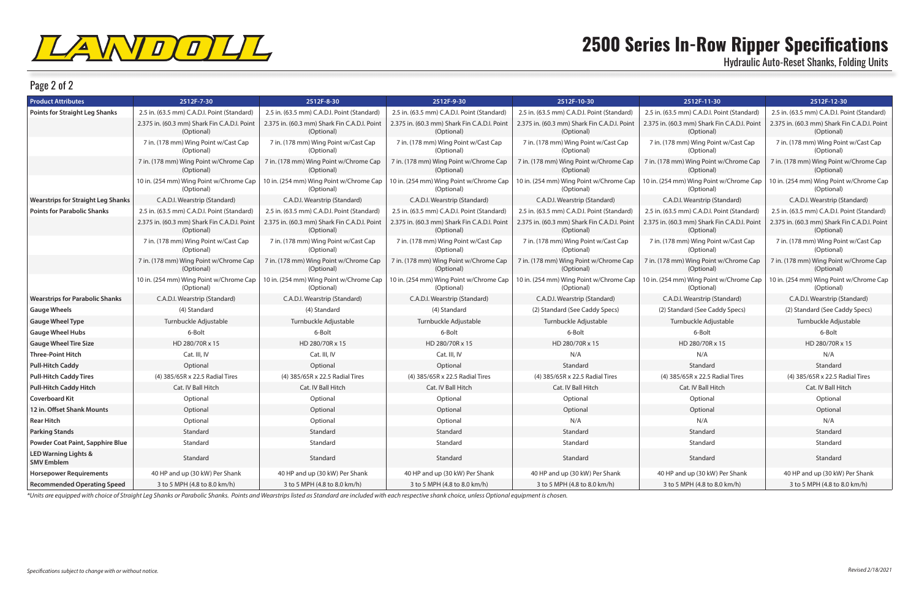# 2500 Series In-Row Ripper Specifications

Hydraulic Auto-Reset Shanks, Folding Units

Page 2 of 2

| Product Attributes | 2512F-7-30 | 2512F-8-30 | 2512F-9-30 | 2512F-10-30 | 2512F-11-30 | 2512F-12-30 |
|---|---|---|---|---|---|---|
| Points for Straight Leg Shanks | 2.5 in. (63.5 mm) C.A.D.I. Point (Standard) | 2.5 in. (63.5 mm) C.A.D.I. Point (Standard) | 2.5 in. (63.5 mm) C.A.D.I. Point (Standard) | 2.5 in. (63.5 mm) C.A.D.I. Point (Standard) | 2.5 in. (63.5 mm) C.A.D.I. Point (Standard) | 2.5 in. (63.5 mm) C.A.D.I. Point (Standard) |
| | 2.375 in. (60.3 mm) Shark Fin C.A.D.I. Point (Optional) | 2.375 in. (60.3 mm) Shark Fin C.A.D.I. Point (Optional) | 2.375 in. (60.3 mm) Shark Fin C.A.D.I. Point (Optional) | 2.375 in. (60.3 mm) Shark Fin C.A.D.I. Point (Optional) | 2.375 in. (60.3 mm) Shark Fin C.A.D.I. Point (Optional) | 2.375 in. (60.3 mm) Shark Fin C.A.D.I. Point (Optional) |
| | 7 in. (178 mm) Wing Point w/Cast Cap (Optional) | 7 in. (178 mm) Wing Point w/Cast Cap (Optional) | 7 in. (178 mm) Wing Point w/Cast Cap (Optional) | 7 in. (178 mm) Wing Point w/Cast Cap (Optional) | 7 in. (178 mm) Wing Point w/Cast Cap (Optional) | 7 in. (178 mm) Wing Point w/Cast Cap (Optional) |
| | 7 in. (178 mm) Wing Point w/Chrome Cap (Optional) | 7 in. (178 mm) Wing Point w/Chrome Cap (Optional) | 7 in. (178 mm) Wing Point w/Chrome Cap (Optional) | 7 in. (178 mm) Wing Point w/Chrome Cap (Optional) | 7 in. (178 mm) Wing Point w/Chrome Cap (Optional) | 7 in. (178 mm) Wing Point w/Chrome Cap (Optional) |
| | 10 in. (254 mm) Wing Point w/Chrome Cap (Optional) | 10 in. (254 mm) Wing Point w/Chrome Cap (Optional) | 10 in. (254 mm) Wing Point w/Chrome Cap (Optional) | 10 in. (254 mm) Wing Point w/Chrome Cap (Optional) | 10 in. (254 mm) Wing Point w/Chrome Cap (Optional) | 10 in. (254 mm) Wing Point w/Chrome Cap (Optional) |
| Wearstrips for Straight Leg Shanks | C.A.D.I. Wearstrip (Standard) | C.A.D.I. Wearstrip (Standard) | C.A.D.I. Wearstrip (Standard) | C.A.D.I. Wearstrip (Standard) | C.A.D.I. Wearstrip (Standard) | C.A.D.I. Wearstrip (Standard) |
| Points for Parabolic Shanks | 2.5 in. (63.5 mm) C.A.D.I. Point (Standard) | 2.5 in. (63.5 mm) C.A.D.I. Point (Standard) | 2.5 in. (63.5 mm) C.A.D.I. Point (Standard) | 2.5 in. (63.5 mm) C.A.D.I. Point (Standard) | 2.5 in. (63.5 mm) C.A.D.I. Point (Standard) | 2.5 in. (63.5 mm) C.A.D.I. Point (Standard) |
| | 2.375 in. (60.3 mm) Shark Fin C.A.D.I. Point (Optional) | 2.375 in. (60.3 mm) Shark Fin C.A.D.I. Point (Optional) | 2.375 in. (60.3 mm) Shark Fin C.A.D.I. Point (Optional) | 2.375 in. (60.3 mm) Shark Fin C.A.D.I. Point (Optional) | 2.375 in. (60.3 mm) Shark Fin C.A.D.I. Point (Optional) | 2.375 in. (60.3 mm) Shark Fin C.A.D.I. Point (Optional) |
| | 7 in. (178 mm) Wing Point w/Cast Cap (Optional) | 7 in. (178 mm) Wing Point w/Cast Cap (Optional) | 7 in. (178 mm) Wing Point w/Cast Cap (Optional) | 7 in. (178 mm) Wing Point w/Cast Cap (Optional) | 7 in. (178 mm) Wing Point w/Cast Cap (Optional) | 7 in. (178 mm) Wing Point w/Cast Cap (Optional) |
| | 7 in. (178 mm) Wing Point w/Chrome Cap (Optional) | 7 in. (178 mm) Wing Point w/Chrome Cap (Optional) | 7 in. (178 mm) Wing Point w/Chrome Cap (Optional) | 7 in. (178 mm) Wing Point w/Chrome Cap (Optional) | 7 in. (178 mm) Wing Point w/Chrome Cap (Optional) | 7 in. (178 mm) Wing Point w/Chrome Cap (Optional) |
| | 10 in. (254 mm) Wing Point w/Chrome Cap (Optional) | 10 in. (254 mm) Wing Point w/Chrome Cap (Optional) | 10 in. (254 mm) Wing Point w/Chrome Cap (Optional) | 10 in. (254 mm) Wing Point w/Chrome Cap (Optional) | 10 in. (254 mm) Wing Point w/Chrome Cap (Optional) | 10 in. (254 mm) Wing Point w/Chrome Cap (Optional) |
| Wearstrips for Parabolic Shanks | C.A.D.I. Wearstrip (Standard) | C.A.D.I. Wearstrip (Standard) | C.A.D.I. Wearstrip (Standard) | C.A.D.I. Wearstrip (Standard) | C.A.D.I. Wearstrip (Standard) | C.A.D.I. Wearstrip (Standard) |
| Gauge Wheels | (4) Standard | (4) Standard | (4) Standard | (2) Standard (See Caddy Specs) | (2) Standard (See Caddy Specs) | (2) Standard (See Caddy Specs) |
| Gauge Wheel Type | Turnbuckle Adjustable | Turnbuckle Adjustable | Turnbuckle Adjustable | Turnbuckle Adjustable | Turnbuckle Adjustable | Turnbuckle Adjustable |
| Gauge Wheel Hubs | 6-Bolt | 6-Bolt | 6-Bolt | 6-Bolt | 6-Bolt | 6-Bolt |
| Gauge Wheel Tire Size | HD 280/70R x 15 | HD 280/70R x 15 | HD 280/70R x 15 | HD 280/70R x 15 | HD 280/70R x 15 | HD 280/70R x 15 |
| Three-Point Hitch | Cat. III, IV | Cat. III, IV | Cat. III, IV | N/A | N/A | N/A |
| Pull-Hitch Caddy | Optional | Optional | Optional | Standard | Standard | Standard |
| Pull-Hitch Caddy Tires | (4) 385/65R x 22.5 Radial Tires | (4) 385/65R x 22.5 Radial Tires | (4) 385/65R x 22.5 Radial Tires | (4) 385/65R x 22.5 Radial Tires | (4) 385/65R x 22.5 Radial Tires | (4) 385/65R x 22.5 Radial Tires |
| Pull-Hitch Caddy Hitch | Cat. IV Ball Hitch | Cat. IV Ball Hitch | Cat. IV Ball Hitch | Cat. IV Ball Hitch | Cat. IV Ball Hitch | Cat. IV Ball Hitch |
| Coverboard Kit | Optional | Optional | Optional | Optional | Optional | Optional |
| 12 in. Offset Shank Mounts | Optional | Optional | Optional | Optional | Optional | Optional |
| Rear Hitch | Optional | Optional | Optional | N/A | N/A | N/A |
| Parking Stands | Standard | Standard | Standard | Standard | Standard | Standard |
| Powder Coat Paint, Sapphire Blue | Standard | Standard | Standard | Standard | Standard | Standard |
| LED Warning Lights & SMV Emblem | Standard | Standard | Standard | Standard | Standard | Standard |
| Horsepower Requirements | 40 HP and up (30 kW) Per Shank | 40 HP and up (30 kW) Per Shank | 40 HP and up (30 kW) Per Shank | 40 HP and up (30 kW) Per Shank | 40 HP and up (30 kW) Per Shank | 40 HP and up (30 kW) Per Shank |
| Recommended Operating Speed | 3 to 5 MPH (4.8 to 8.0 km/h) | 3 to 5 MPH (4.8 to 8.0 km/h) | 3 to 5 MPH (4.8 to 8.0 km/h) | 3 to 5 MPH (4.8 to 8.0 km/h) | 3 to 5 MPH (4.8 to 8.0 km/h) | 3 to 5 MPH (4.8 to 8.0 km/h) |

*\*Units are equipped with choice of Straight Leg Shanks or Parabolic Shanks. Points and Wearstrips listed as Standard are included with each respective shank choice, unless Optional equipment is chosen.*

*Specifications subject to change with or without notice.*

*Revised 2/18/2021*